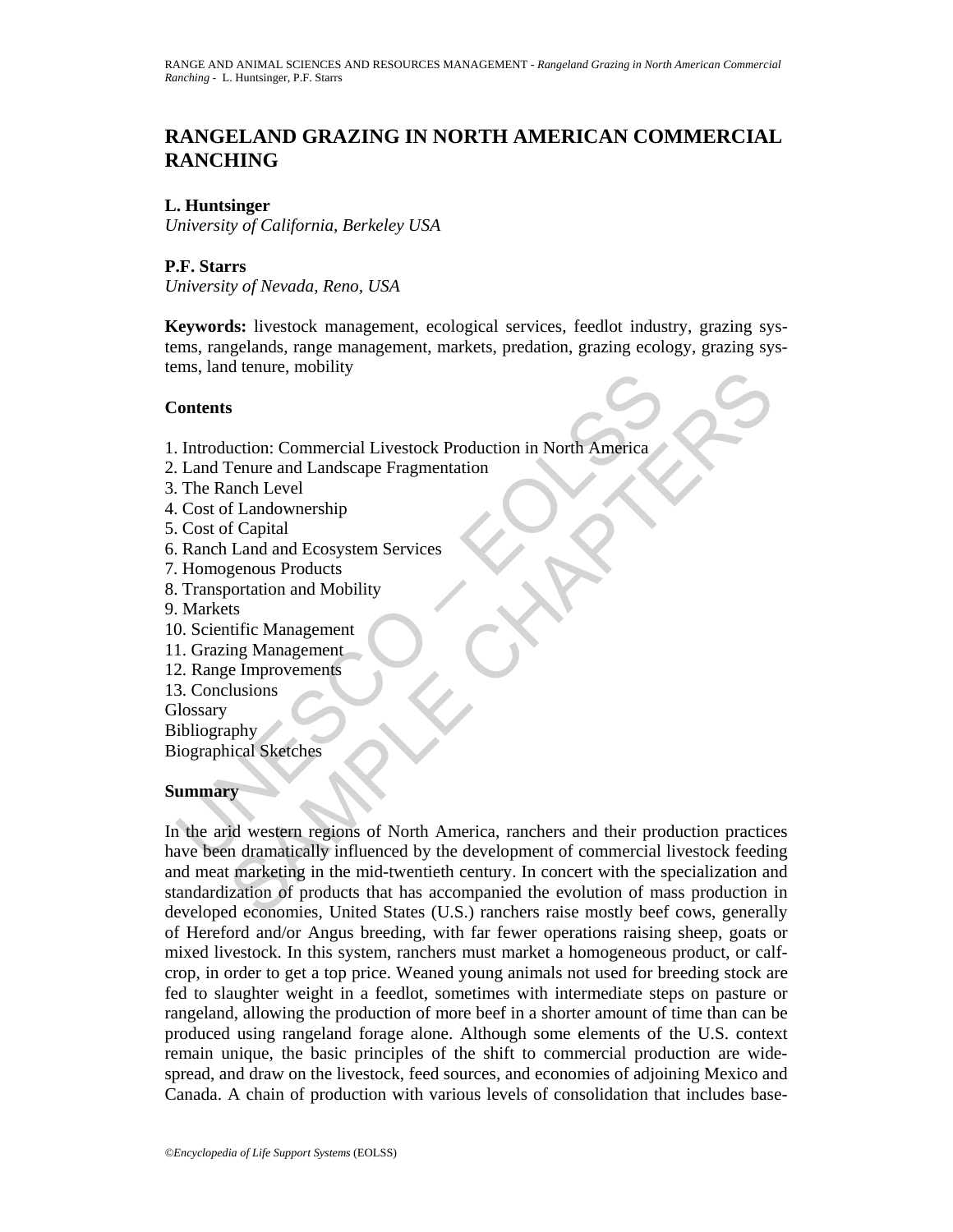# RANGELAND GRAZING IN NORTH AMERICAN COMMERCIAL RANCHING

**L. Huntsinger**
*University of California, Berkeley USA*

**P.F. Starrs**
*University of Nevada, Reno, USA*

**Keywords:** livestock management, ecological services, feedlot industry, grazing systems, rangelands, range management, markets, predation, grazing ecology, grazing systems, land tenure, mobility

## Contents

1. Introduction: Commercial Livestock Production in North America
2. Land Tenure and Landscape Fragmentation
3. The Ranch Level
4. Cost of Landownership
5. Cost of Capital
6. Ranch Land and Ecosystem Services
7. Homogenous Products
8. Transportation and Mobility
9. Markets
10. Scientific Management
11. Grazing Management
12. Range Improvements
13. Conclusions

Glossary
Bibliography
Biographical Sketches

## Summary

In the arid western regions of North America, ranchers and their production practices have been dramatically influenced by the development of commercial livestock feeding and meat marketing in the mid-twentieth century. In concert with the specialization and standardization of products that has accompanied the evolution of mass production in developed economies, United States (U.S.) ranchers raise mostly beef cows, generally of Hereford and/or Angus breeding, with far fewer operations raising sheep, goats or mixed livestock. In this system, ranchers must market a homogeneous product, or calf-crop, in order to get a top price. Weaned young animals not used for breeding stock are fed to slaughter weight in a feedlot, sometimes with intermediate steps on pasture or rangeland, allowing the production of more beef in a shorter amount of time than can be produced using rangeland forage alone. Although some elements of the U.S. context remain unique, the basic principles of the shift to commercial production are widespread, and draw on the livestock, feed sources, and economies of adjoining Mexico and Canada. A chain of production with various levels of consolidation that includes base-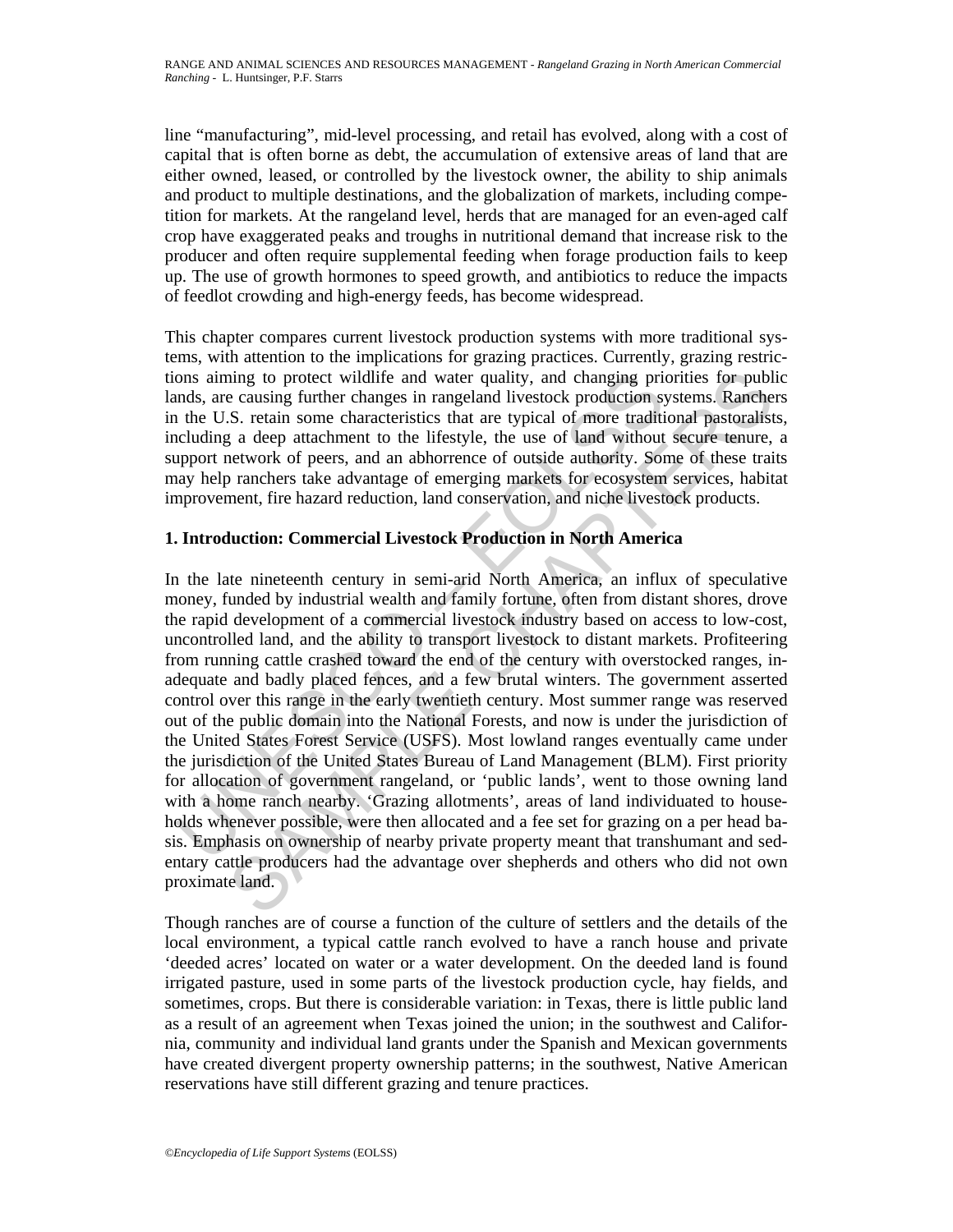line "manufacturing", mid-level processing, and retail has evolved, along with a cost of capital that is often borne as debt, the accumulation of extensive areas of land that are either owned, leased, or controlled by the livestock owner, the ability to ship animals and product to multiple destinations, and the globalization of markets, including competition for markets. At the rangeland level, herds that are managed for an even-aged calf crop have exaggerated peaks and troughs in nutritional demand that increase risk to the producer and often require supplemental feeding when forage production fails to keep up. The use of growth hormones to speed growth, and antibiotics to reduce the impacts of feedlot crowding and high-energy feeds, has become widespread.

This chapter compares current livestock production systems with more traditional systems, with attention to the implications for grazing practices. Currently, grazing restrictions aiming to protect wildlife and water quality, and changing priorities for public lands, are causing further changes in rangeland livestock production systems. Ranchers in the U.S. retain some characteristics that are typical of more traditional pastoralists, including a deep attachment to the lifestyle, the use of land without secure tenure, a support network of peers, and an abhorrence of outside authority. Some of these traits may help ranchers take advantage of emerging markets for ecosystem services, habitat improvement, fire hazard reduction, land conservation, and niche livestock products.

## 1. Introduction: Commercial Livestock Production in North America

In the late nineteenth century in semi-arid North America, an influx of speculative money, funded by industrial wealth and family fortune, often from distant shores, drove the rapid development of a commercial livestock industry based on access to low-cost, uncontrolled land, and the ability to transport livestock to distant markets. Profiteering from running cattle crashed toward the end of the century with overstocked ranges, inadequate and badly placed fences, and a few brutal winters. The government asserted control over this range in the early twentieth century. Most summer range was reserved out of the public domain into the National Forests, and now is under the jurisdiction of the United States Forest Service (USFS). Most lowland ranges eventually came under the jurisdiction of the United States Bureau of Land Management (BLM). First priority for allocation of government rangeland, or 'public lands', went to those owning land with a home ranch nearby. 'Grazing allotments', areas of land individuated to households whenever possible, were then allocated and a fee set for grazing on a per head basis. Emphasis on ownership of nearby private property meant that transhumant and sedentary cattle producers had the advantage over shepherds and others who did not own proximate land.

Though ranches are of course a function of the culture of settlers and the details of the local environment, a typical cattle ranch evolved to have a ranch house and private 'deeded acres' located on water or a water development. On the deeded land is found irrigated pasture, used in some parts of the livestock production cycle, hay fields, and sometimes, crops. But there is considerable variation: in Texas, there is little public land as a result of an agreement when Texas joined the union; in the southwest and California, community and individual land grants under the Spanish and Mexican governments have created divergent property ownership patterns; in the southwest, Native American reservations have still different grazing and tenure practices.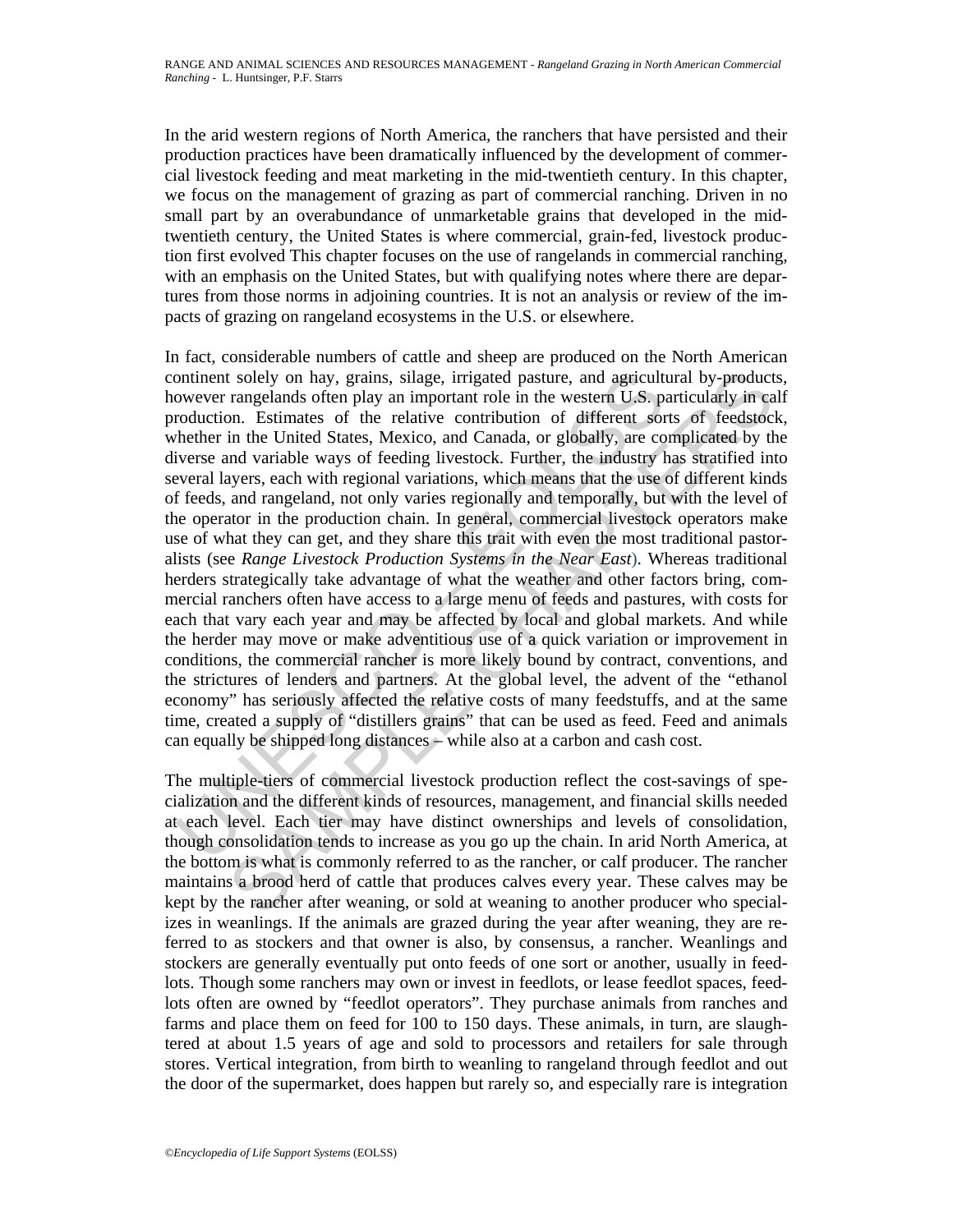In the arid western regions of North America, the ranchers that have persisted and their production practices have been dramatically influenced by the development of commercial livestock feeding and meat marketing in the mid-twentieth century. In this chapter, we focus on the management of grazing as part of commercial ranching. Driven in no small part by an overabundance of unmarketable grains that developed in the mid-twentieth century, the United States is where commercial, grain-fed, livestock production first evolved This chapter focuses on the use of rangelands in commercial ranching, with an emphasis on the United States, but with qualifying notes where there are departures from those norms in adjoining countries. It is not an analysis or review of the impacts of grazing on rangeland ecosystems in the U.S. or elsewhere.

In fact, considerable numbers of cattle and sheep are produced on the North American continent solely on hay, grains, silage, irrigated pasture, and agricultural by-products, however rangelands often play an important role in the western U.S. particularly in calf production. Estimates of the relative contribution of different sorts of feedstock, whether in the United States, Mexico, and Canada, or globally, are complicated by the diverse and variable ways of feeding livestock. Further, the industry has stratified into several layers, each with regional variations, which means that the use of different kinds of feeds, and rangeland, not only varies regionally and temporally, but with the level of the operator in the production chain. In general, commercial livestock operators make use of what they can get, and they share this trait with even the most traditional pastoralists (see *Range Livestock Production Systems in the Near East*). Whereas traditional herders strategically take advantage of what the weather and other factors bring, commercial ranchers often have access to a large menu of feeds and pastures, with costs for each that vary each year and may be affected by local and global markets. And while the herder may move or make adventitious use of a quick variation or improvement in conditions, the commercial rancher is more likely bound by contract, conventions, and the strictures of lenders and partners. At the global level, the advent of the "ethanol economy" has seriously affected the relative costs of many feedstuffs, and at the same time, created a supply of "distillers grains" that can be used as feed. Feed and animals can equally be shipped long distances – while also at a carbon and cash cost.

The multiple-tiers of commercial livestock production reflect the cost-savings of specialization and the different kinds of resources, management, and financial skills needed at each level. Each tier may have distinct ownerships and levels of consolidation, though consolidation tends to increase as you go up the chain. In arid North America, at the bottom is what is commonly referred to as the rancher, or calf producer. The rancher maintains a brood herd of cattle that produces calves every year. These calves may be kept by the rancher after weaning, or sold at weaning to another producer who specializes in weanlings. If the animals are grazed during the year after weaning, they are referred to as stockers and that owner is also, by consensus, a rancher. Weanlings and stockers are generally eventually put onto feeds of one sort or another, usually in feedlots. Though some ranchers may own or invest in feedlots, or lease feedlot spaces, feedlots often are owned by "feedlot operators". They purchase animals from ranches and farms and place them on feed for 100 to 150 days. These animals, in turn, are slaughtered at about 1.5 years of age and sold to processors and retailers for sale through stores. Vertical integration, from birth to weanling to rangeland through feedlot and out the door of the supermarket, does happen but rarely so, and especially rare is integration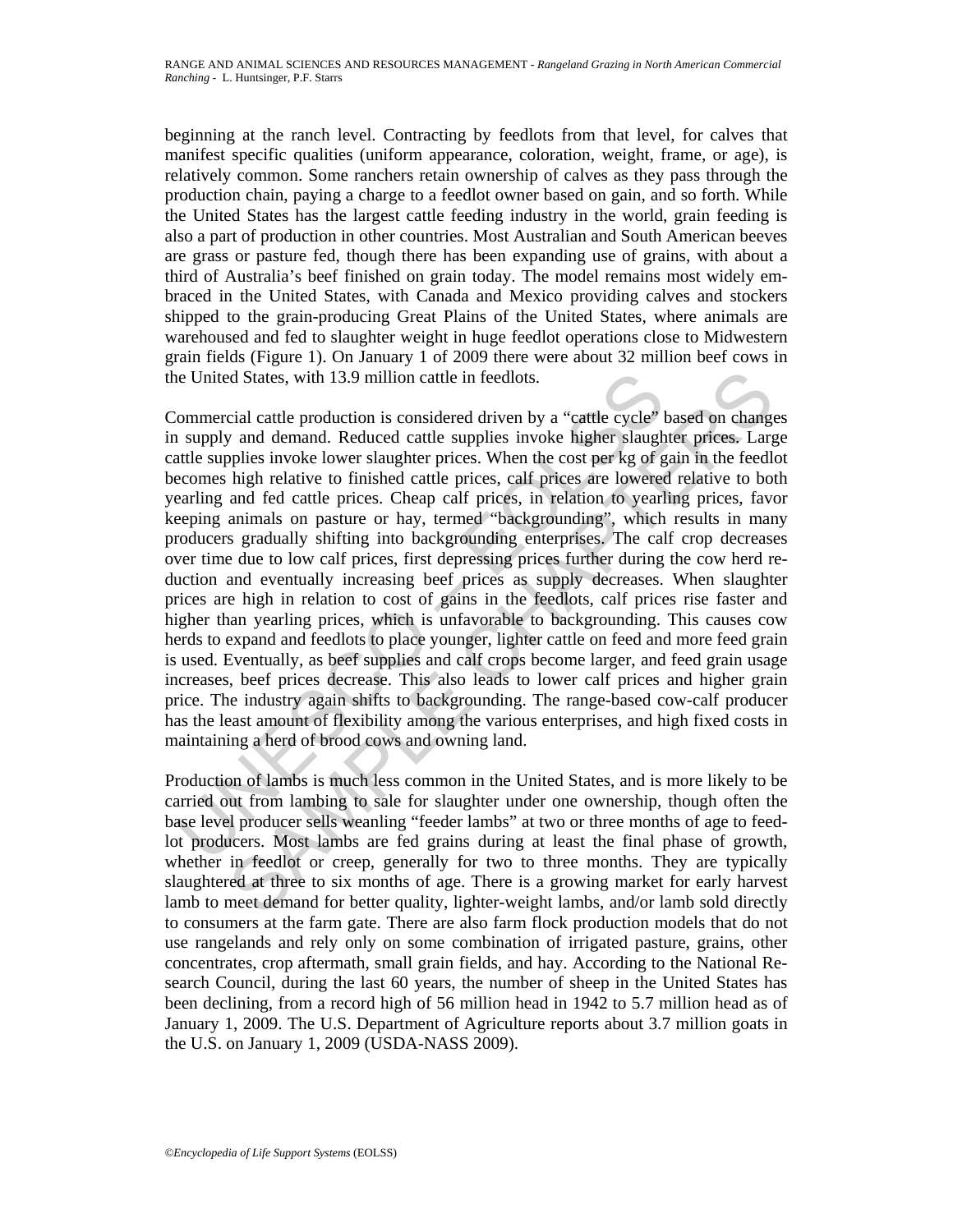beginning at the ranch level. Contracting by feedlots from that level, for calves that manifest specific qualities (uniform appearance, coloration, weight, frame, or age), is relatively common. Some ranchers retain ownership of calves as they pass through the production chain, paying a charge to a feedlot owner based on gain, and so forth. While the United States has the largest cattle feeding industry in the world, grain feeding is also a part of production in other countries. Most Australian and South American beeves are grass or pasture fed, though there has been expanding use of grains, with about a third of Australia's beef finished on grain today. The model remains most widely embraced in the United States, with Canada and Mexico providing calves and stockers shipped to the grain-producing Great Plains of the United States, where animals are warehoused and fed to slaughter weight in huge feedlot operations close to Midwestern grain fields (Figure 1). On January 1 of 2009 there were about 32 million beef cows in the United States, with 13.9 million cattle in feedlots.

Commercial cattle production is considered driven by a "cattle cycle" based on changes in supply and demand. Reduced cattle supplies invoke higher slaughter prices. Large cattle supplies invoke lower slaughter prices. When the cost per kg of gain in the feedlot becomes high relative to finished cattle prices, calf prices are lowered relative to both yearling and fed cattle prices. Cheap calf prices, in relation to yearling prices, favor keeping animals on pasture or hay, termed "backgrounding", which results in many producers gradually shifting into backgrounding enterprises. The calf crop decreases over time due to low calf prices, first depressing prices further during the cow herd reduction and eventually increasing beef prices as supply decreases. When slaughter prices are high in relation to cost of gains in the feedlots, calf prices rise faster and higher than yearling prices, which is unfavorable to backgrounding. This causes cow herds to expand and feedlots to place younger, lighter cattle on feed and more feed grain is used. Eventually, as beef supplies and calf crops become larger, and feed grain usage increases, beef prices decrease. This also leads to lower calf prices and higher grain price. The industry again shifts to backgrounding. The range-based cow-calf producer has the least amount of flexibility among the various enterprises, and high fixed costs in maintaining a herd of brood cows and owning land.

Production of lambs is much less common in the United States, and is more likely to be carried out from lambing to sale for slaughter under one ownership, though often the base level producer sells weanling "feeder lambs" at two or three months of age to feedlot producers. Most lambs are fed grains during at least the final phase of growth, whether in feedlot or creep, generally for two to three months. They are typically slaughtered at three to six months of age. There is a growing market for early harvest lamb to meet demand for better quality, lighter-weight lambs, and/or lamb sold directly to consumers at the farm gate. There are also farm flock production models that do not use rangelands and rely only on some combination of irrigated pasture, grains, other concentrates, crop aftermath, small grain fields, and hay. According to the National Research Council, during the last 60 years, the number of sheep in the United States has been declining, from a record high of 56 million head in 1942 to 5.7 million head as of January 1, 2009. The U.S. Department of Agriculture reports about 3.7 million goats in the U.S. on January 1, 2009 (USDA-NASS 2009).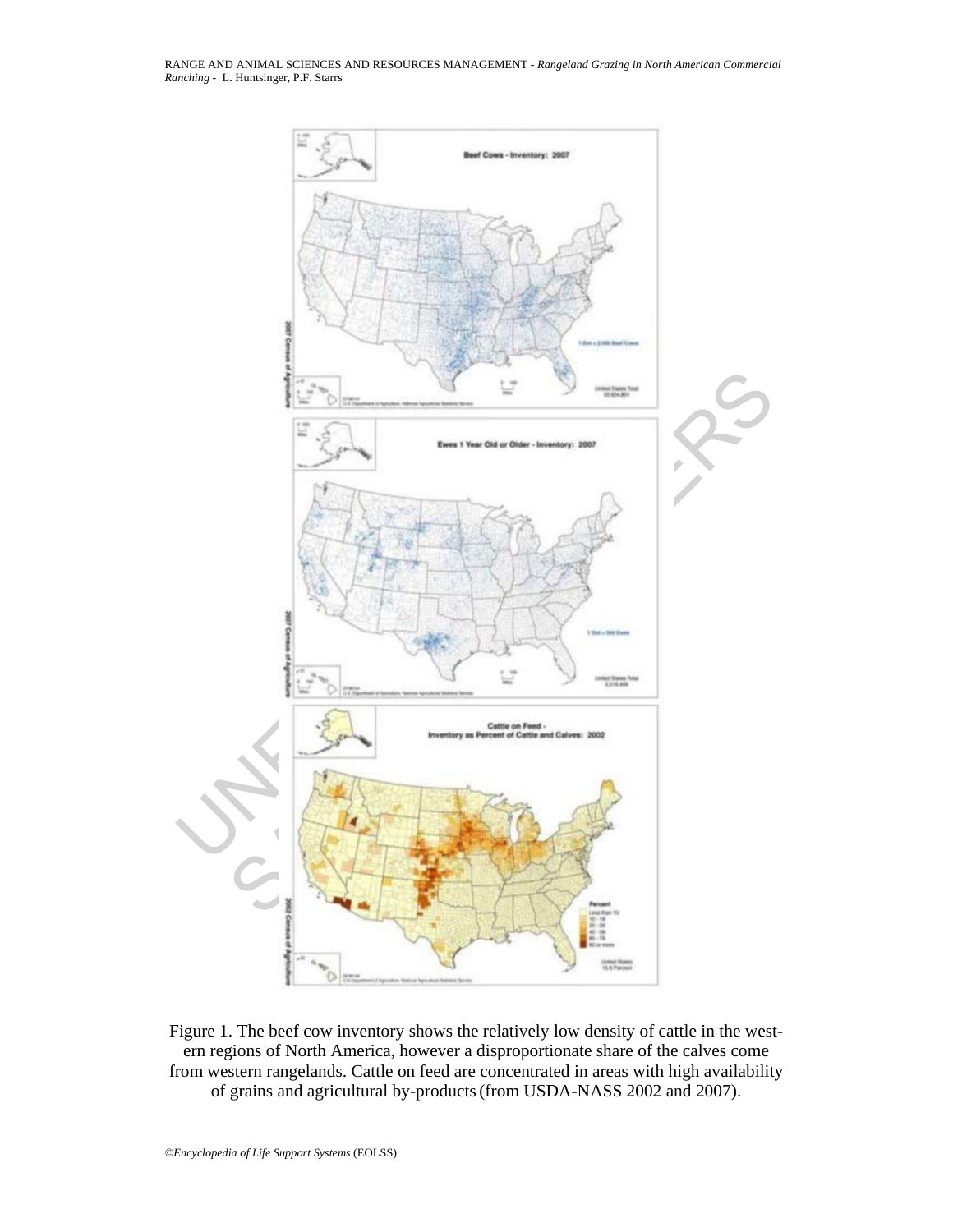Beef Cows - Inventory: 2007

1 Dot = 2,500 Beef Cows

Ewes 1 Year Old or Older - Inventory: 2007

1 Dot = 300 Ewes

Cattle on Feed - Inventory as Percent of Cattle and Calves: 2002

Figure 1. The beef cow inventory shows the relatively low density of cattle in the western regions of North America, however a disproportionate share of the calves come from western rangelands. Cattle on feed are concentrated in areas with high availability of grains and agricultural by-products (from USDA-NASS 2002 and 2007).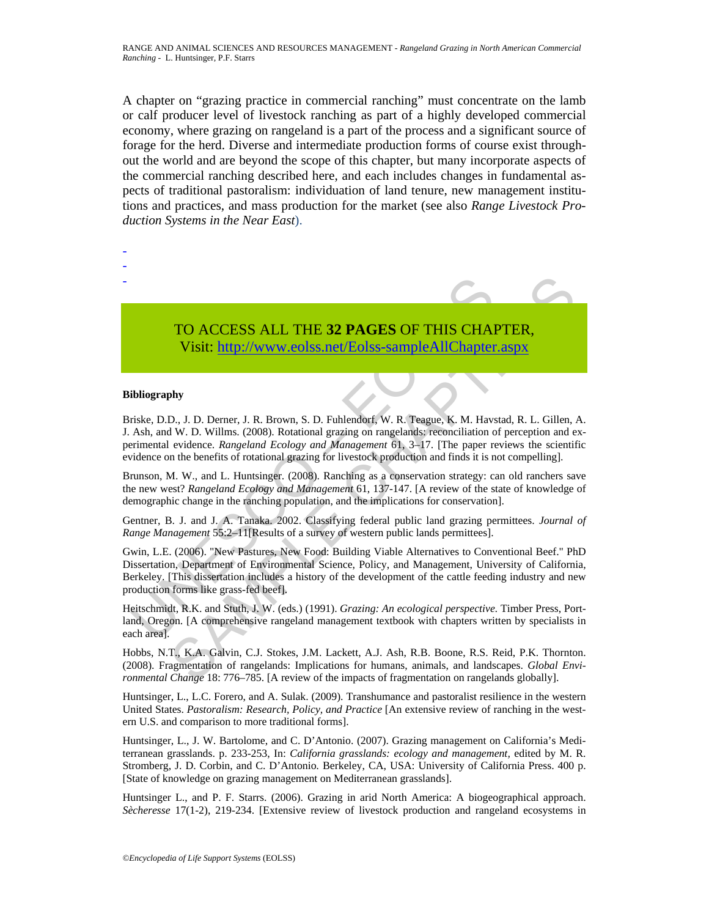A chapter on "grazing practice in commercial ranching" must concentrate on the lamb or calf producer level of livestock ranching as part of a highly developed commercial economy, where grazing on rangeland is a part of the process and a significant source of forage for the herd. Diverse and intermediate production forms of course exist throughout the world and are beyond the scope of this chapter, but many incorporate aspects of the commercial ranching described here, and each includes changes in fundamental aspects of traditional pastoralism: individuation of land tenure, new management institutions and practices, and mass production for the market (see also *Range Livestock Production Systems in the Near East*).

-
-
-

TO ACCESS ALL THE **32 PAGES** OF THIS CHAPTER,
Visit: http://www.eolss.net/Eolss-sampleAllChapter.aspx

**Bibliography**

Briske, D.D., J. D. Derner, J. R. Brown, S. D. Fuhlendorf, W. R. Teague, K. M. Havstad, R. L. Gillen, A. J. Ash, and W. D. Willms. (2008). Rotational grazing on rangelands: reconciliation of perception and experimental evidence. *Rangeland Ecology and Management* 61, 3–17. [The paper reviews the scientific evidence on the benefits of rotational grazing for livestock production and finds it is not compelling].

Brunson, M. W., and L. Huntsinger. (2008). Ranching as a conservation strategy: can old ranchers save the new west? *Rangeland Ecology and Management* 61, 137-147. [A review of the state of knowledge of demographic change in the ranching population, and the implications for conservation].

Gentner, B. J. and J. A. Tanaka. 2002. Classifying federal public land grazing permittees. *Journal of Range Management* 55:2–11[Results of a survey of western public lands permittees].

Gwin, L.E. (2006). "New Pastures, New Food: Building Viable Alternatives to Conventional Beef." PhD Dissertation, Department of Environmental Science, Policy, and Management, University of California, Berkeley. [This dissertation includes a history of the development of the cattle feeding industry and new production forms like grass-fed beef].

Heitschmidt, R.K. and Stuth, J. W. (eds.) (1991). *Grazing: An ecological perspective.* Timber Press, Portland, Oregon. [A comprehensive rangeland management textbook with chapters written by specialists in each area].

Hobbs, N.T., K.A. Galvin, C.J. Stokes, J.M. Lackett, A.J. Ash, R.B. Boone, R.S. Reid, P.K. Thornton. (2008). Fragmentation of rangelands: Implications for humans, animals, and landscapes. *Global Environmental Change* 18: 776–785. [A review of the impacts of fragmentation on rangelands globally].

Huntsinger, L., L.C. Forero, and A. Sulak. (2009). Transhumance and pastoralist resilience in the western United States. *Pastoralism: Research, Policy, and Practice* [An extensive review of ranching in the western U.S. and comparison to more traditional forms].

Huntsinger, L., J. W. Bartolome, and C. D'Antonio. (2007). Grazing management on California's Mediterranean grasslands. p. 233-253, In: *California grasslands: ecology and management,* edited by M. R. Stromberg, J. D. Corbin, and C. D'Antonio. Berkeley, CA, USA: University of California Press. 400 p. [State of knowledge on grazing management on Mediterranean grasslands].

Huntsinger L., and P. F. Starrs. (2006). Grazing in arid North America: A biogeographical approach. *Sècheresse* 17(1-2), 219-234. [Extensive review of livestock production and rangeland ecosystems in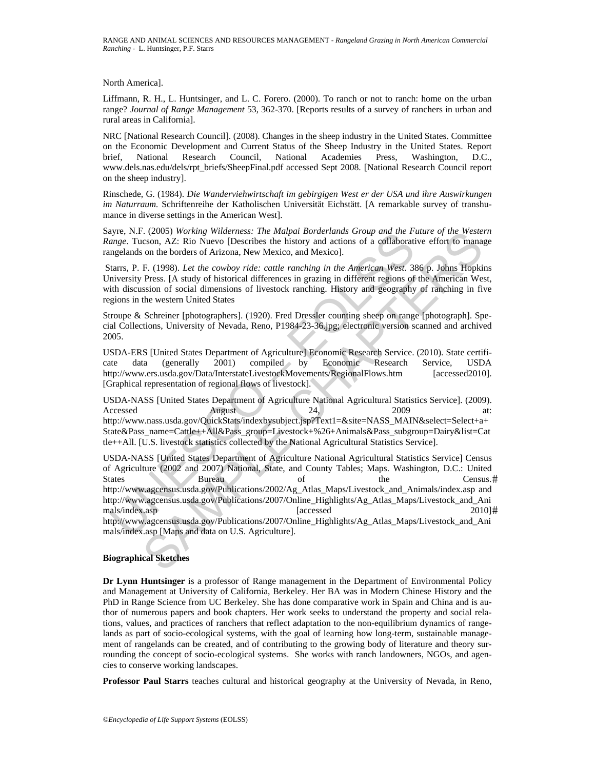North America].

Liffmann, R. H., L. Huntsinger, and L. C. Forero. (2000). To ranch or not to ranch: home on the urban range? *Journal of Range Management* 53, 362-370. [Reports results of a survey of ranchers in urban and rural areas in California].

NRC [National Research Council]. (2008). Changes in the sheep industry in the United States. Committee on the Economic Development and Current Status of the Sheep Industry in the United States. Report brief, National Research Council, National Academies Press, Washington, D.C., www.dels.nas.edu/dels/rpt_briefs/SheepFinal.pdf accessed Sept 2008. [National Research Council report on the sheep industry].

Rinschede, G. (1984). *Die Wanderviehwirtschaft im gebirgigen West er der USA und ihre Auswirkungen im Naturraum.* Schriftenreihe der Katholischen Universität Eichstätt. [A remarkable survey of transhumance in diverse settings in the American West].

Sayre, N.F. (2005) *Working Wilderness: The Malpai Borderlands Group and the Future of the Western Range*. Tucson, AZ: Rio Nuevo [Describes the history and actions of a collaborative effort to manage rangelands on the borders of Arizona, New Mexico, and Mexico].

Starrs, P. F. (1998). *Let the cowboy ride: cattle ranching in the American West.* 386 p. Johns Hopkins University Press. [A study of historical differences in grazing in different regions of the American West, with discussion of social dimensions of livestock ranching. History and geography of ranching in five regions in the western United States

Stroupe & Schreiner [photographers]. (1920). Fred Dressler counting sheep on range [photograph]. Special Collections, University of Nevada, Reno, P1984-23-36.jpg; electronic version scanned and archived 2005.

USDA-ERS [United States Department of Agriculture] Economic Research Service. (2010). State certificate data (generally 2001) compiled by Economic Research Service, USDA http://www.ers.usda.gov/Data/InterstateLivestockMovements/RegionalFlows.htm [accessed2010]. [Graphical representation of regional flows of livestock].

USDA-NASS [United States Department of Agriculture National Agricultural Statistics Service]. (2009). Accessed August 24, 2009 at: http://www.nass.usda.gov/QuickStats/indexbysubject.jsp?Text1=&site=NASS_MAIN&select=Select+a+State&Pass_name=Cattle++All&Pass_group=Livestock+%26+Animals&Pass_subgroup=Dairy&list=Cattle++All. [U.S. livestock statistics collected by the National Agricultural Statistics Service].

USDA-NASS [United States Department of Agriculture National Agricultural Statistics Service] Census of Agriculture (2002 and 2007) National, State, and County Tables; Maps. Washington, D.C.: United States Bureau of the Census.# http://www.agcensus.usda.gov/Publications/2002/Ag_Atlas_Maps/Livestock_and_Animals/index.asp and http://www.agcensus.usda.gov/Publications/2007/Online_Highlights/Ag_Atlas_Maps/Livestock_and_Animals/index.asp [accessed 2010]# http://www.agcensus.usda.gov/Publications/2007/Online_Highlights/Ag_Atlas_Maps/Livestock_and_Animals/index.asp [Maps and data on U.S. Agriculture].

## Biographical Sketches

**Dr Lynn Huntsinger** is a professor of Range management in the Department of Environmental Policy and Management at University of California, Berkeley. Her BA was in Modern Chinese History and the PhD in Range Science from UC Berkeley. She has done comparative work in Spain and China and is author of numerous papers and book chapters. Her work seeks to understand the property and social relations, values, and practices of ranchers that reflect adaptation to the non-equilibrium dynamics of rangelands as part of socio-ecological systems, with the goal of learning how long-term, sustainable management of rangelands can be created, and of contributing to the growing body of literature and theory surrounding the concept of socio-ecological systems. She works with ranch landowners, NGOs, and agencies to conserve working landscapes.

**Professor Paul Starrs** teaches cultural and historical geography at the University of Nevada, in Reno,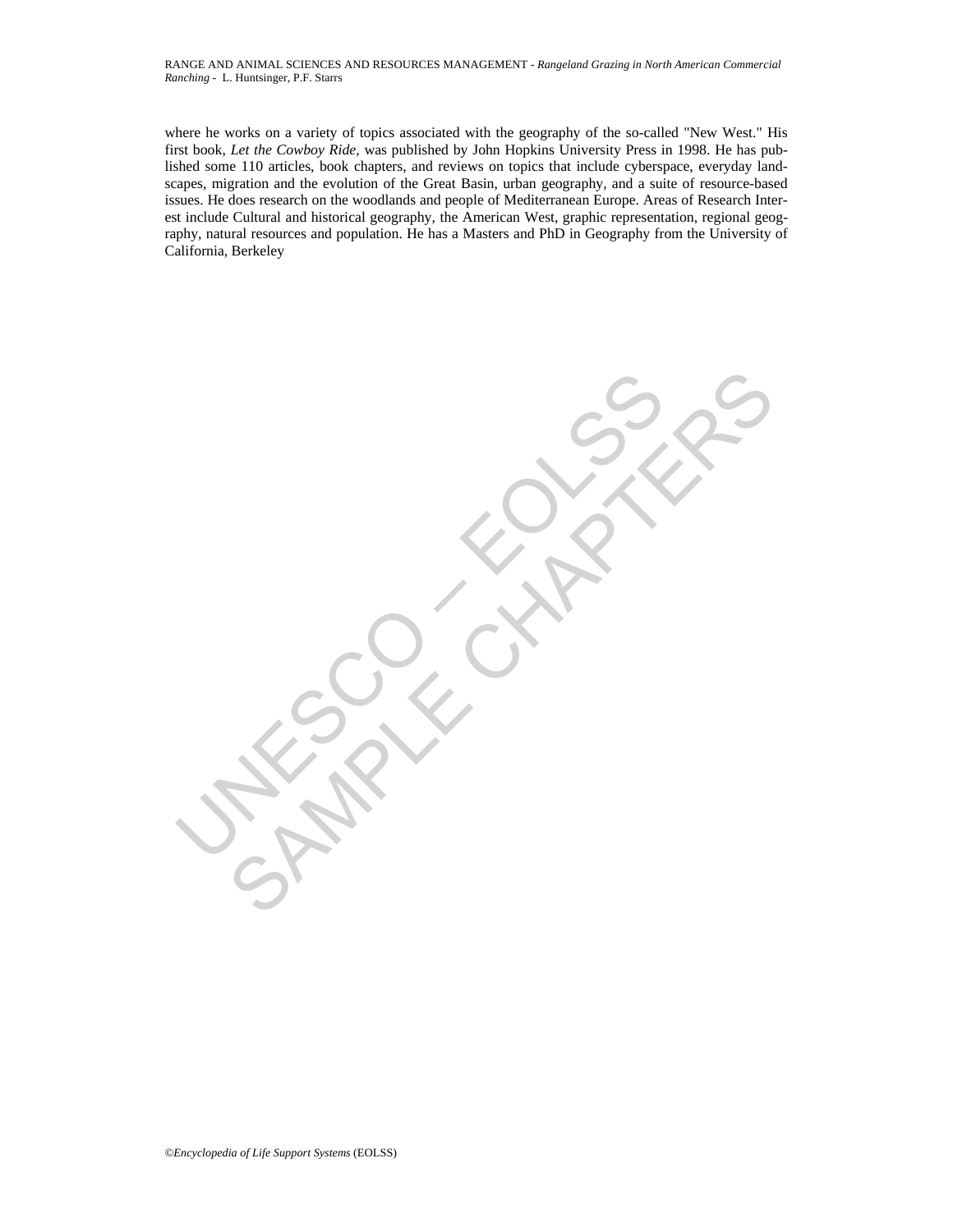where he works on a variety of topics associated with the geography of the so-called "New West." His first book, *Let the Cowboy Ride*, was published by John Hopkins University Press in 1998. He has published some 110 articles, book chapters, and reviews on topics that include cyberspace, everyday landscapes, migration and the evolution of the Great Basin, urban geography, and a suite of resource-based issues. He does research on the woodlands and people of Mediterranean Europe. Areas of Research Interest include Cultural and historical geography, the American West, graphic representation, regional geography, natural resources and population. He has a Masters and PhD in Geography from the University of California, Berkeley